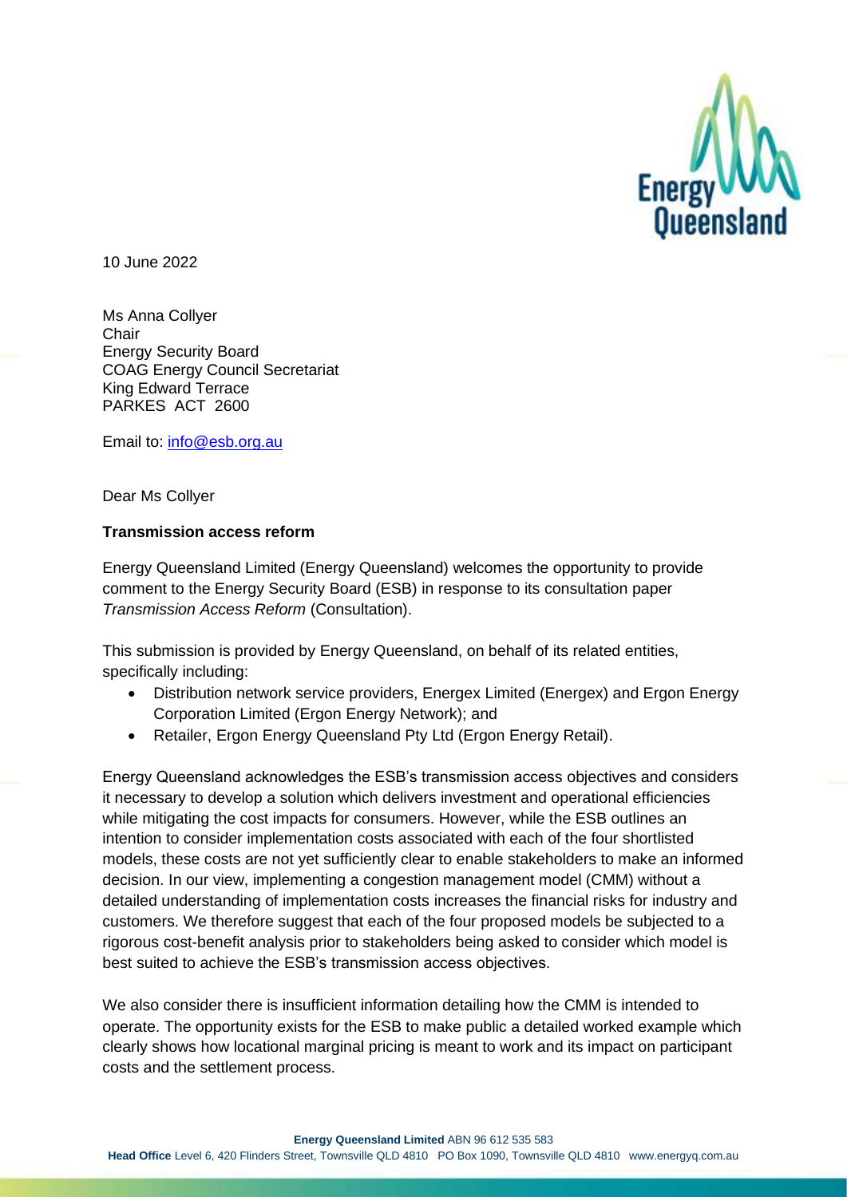10 June 2022

Ms Anna Collyer
Chair
Energy Security Board
COAG Energy Council Secretariat
King Edward Terrace
PARKES ACT 2600

Email to: info@esb.org.au

Dear Ms Collyer

**Transmission access reform**

Energy Queensland Limited (Energy Queensland) welcomes the opportunity to provide comment to the Energy Security Board (ESB) in response to its consultation paper *Transmission Access Reform* (Consultation).

This submission is provided by Energy Queensland, on behalf of its related entities, specifically including:

- Distribution network service providers, Energex Limited (Energex) and Ergon Energy Corporation Limited (Ergon Energy Network); and
- Retailer, Ergon Energy Queensland Pty Ltd (Ergon Energy Retail).

Energy Queensland acknowledges the ESB's transmission access objectives and considers it necessary to develop a solution which delivers investment and operational efficiencies while mitigating the cost impacts for consumers. However, while the ESB outlines an intention to consider implementation costs associated with each of the four shortlisted models, these costs are not yet sufficiently clear to enable stakeholders to make an informed decision. In our view, implementing a congestion management model (CMM) without a detailed understanding of implementation costs increases the financial risks for industry and customers. We therefore suggest that each of the four proposed models be subjected to a rigorous cost-benefit analysis prior to stakeholders being asked to consider which model is best suited to achieve the ESB's transmission access objectives.

We also consider there is insufficient information detailing how the CMM is intended to operate. The opportunity exists for the ESB to make public a detailed worked example which clearly shows how locational marginal pricing is meant to work and its impact on participant costs and the settlement process.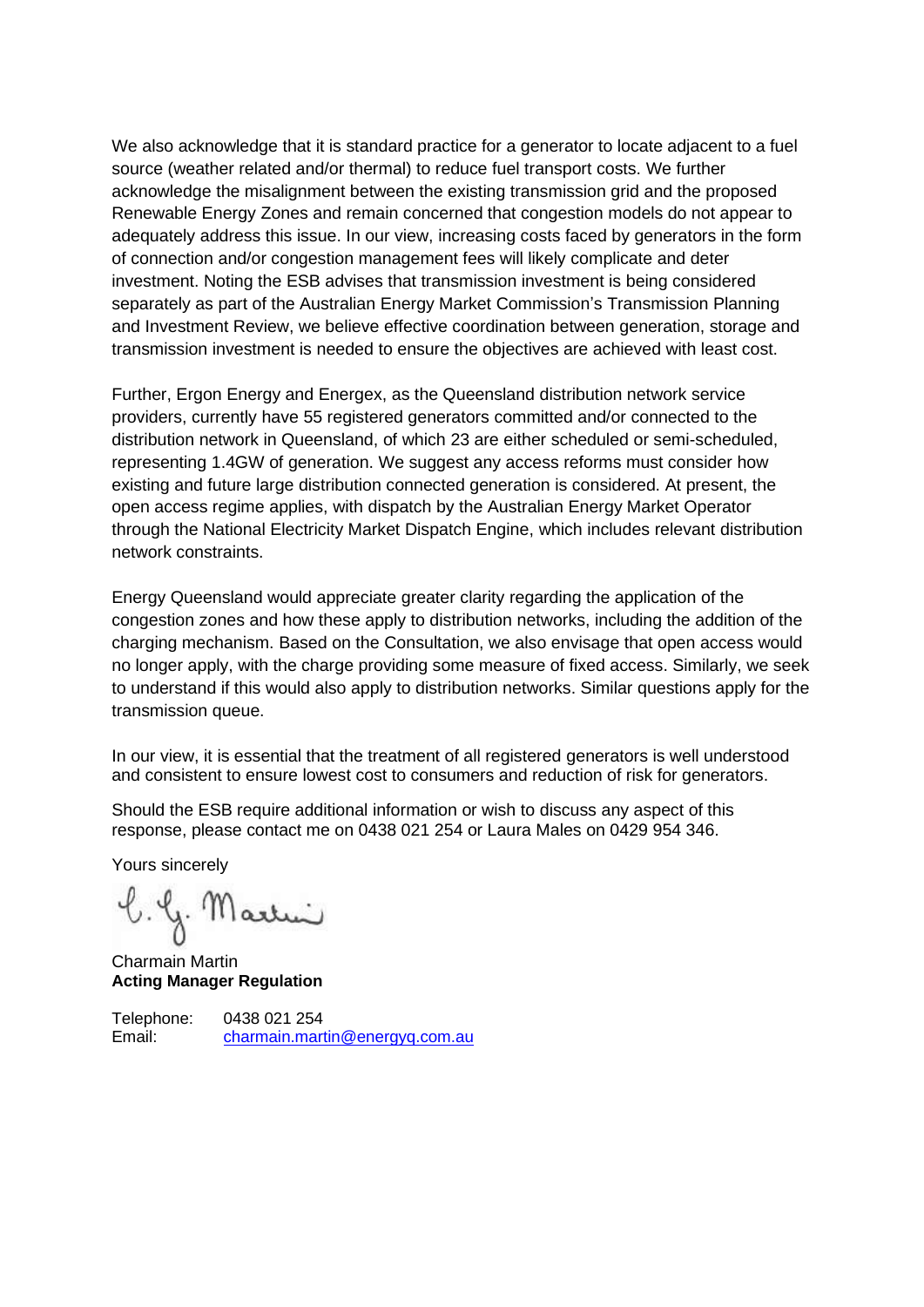We also acknowledge that it is standard practice for a generator to locate adjacent to a fuel source (weather related and/or thermal) to reduce fuel transport costs. We further acknowledge the misalignment between the existing transmission grid and the proposed Renewable Energy Zones and remain concerned that congestion models do not appear to adequately address this issue. In our view, increasing costs faced by generators in the form of connection and/or congestion management fees will likely complicate and deter investment. Noting the ESB advises that transmission investment is being considered separately as part of the Australian Energy Market Commission's Transmission Planning and Investment Review, we believe effective coordination between generation, storage and transmission investment is needed to ensure the objectives are achieved with least cost.

Further, Ergon Energy and Energex, as the Queensland distribution network service providers, currently have 55 registered generators committed and/or connected to the distribution network in Queensland, of which 23 are either scheduled or semi-scheduled, representing 1.4GW of generation. We suggest any access reforms must consider how existing and future large distribution connected generation is considered. At present, the open access regime applies, with dispatch by the Australian Energy Market Operator through the National Electricity Market Dispatch Engine, which includes relevant distribution network constraints.

Energy Queensland would appreciate greater clarity regarding the application of the congestion zones and how these apply to distribution networks, including the addition of the charging mechanism. Based on the Consultation, we also envisage that open access would no longer apply, with the charge providing some measure of fixed access. Similarly, we seek to understand if this would also apply to distribution networks. Similar questions apply for the transmission queue.

In our view, it is essential that the treatment of all registered generators is well understood and consistent to ensure lowest cost to consumers and reduction of risk for generators.

Should the ESB require additional information or wish to discuss any aspect of this response, please contact me on 0438 021 254 or Laura Males on 0429 954 346.

Yours sincerely

Charmain Martin
**Acting Manager Regulation**

Telephone: 0438 021 254
Email: charmain.martin@energyq.com.au